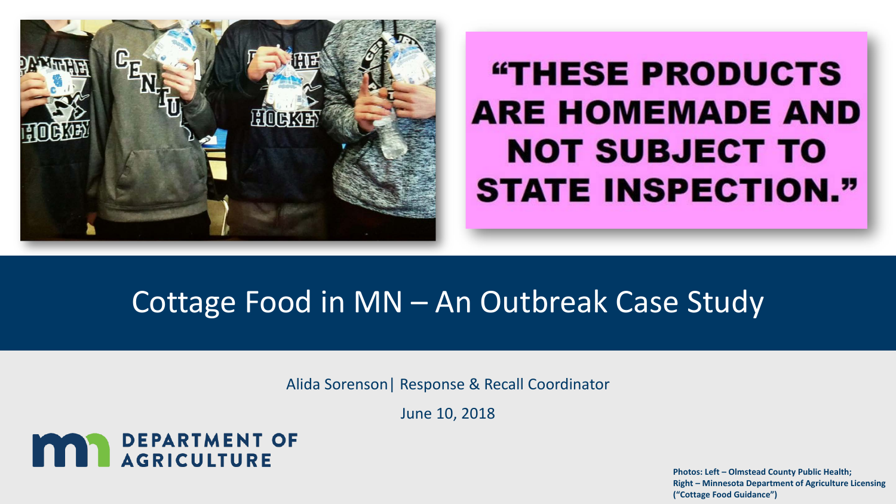“THESE PRODUCTS ARE HOMEMADE AND NOT SUBJECT TO STATE INSPECTION.”

# Cottage Food in MN – An Outbreak Case Study

Alida Sorenson| Response & Recall Coordinator

June 10, 2018

DEPARTMENT OF AGRICULTURE

**Photos: Left – Olmstead County Public Health; Right – Minnesota Department of Agriculture Licensing (“Cottage Food Guidance”)**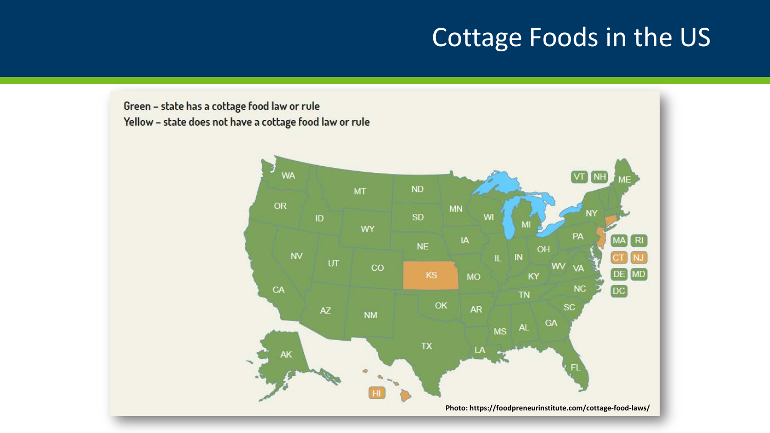# Cottage Foods in the US

Green – state has a cottage food law or rule
Yellow – state does not have a cottage food law or rule

Photo: https://foodpreneurinstitute.com/cottage-food-laws/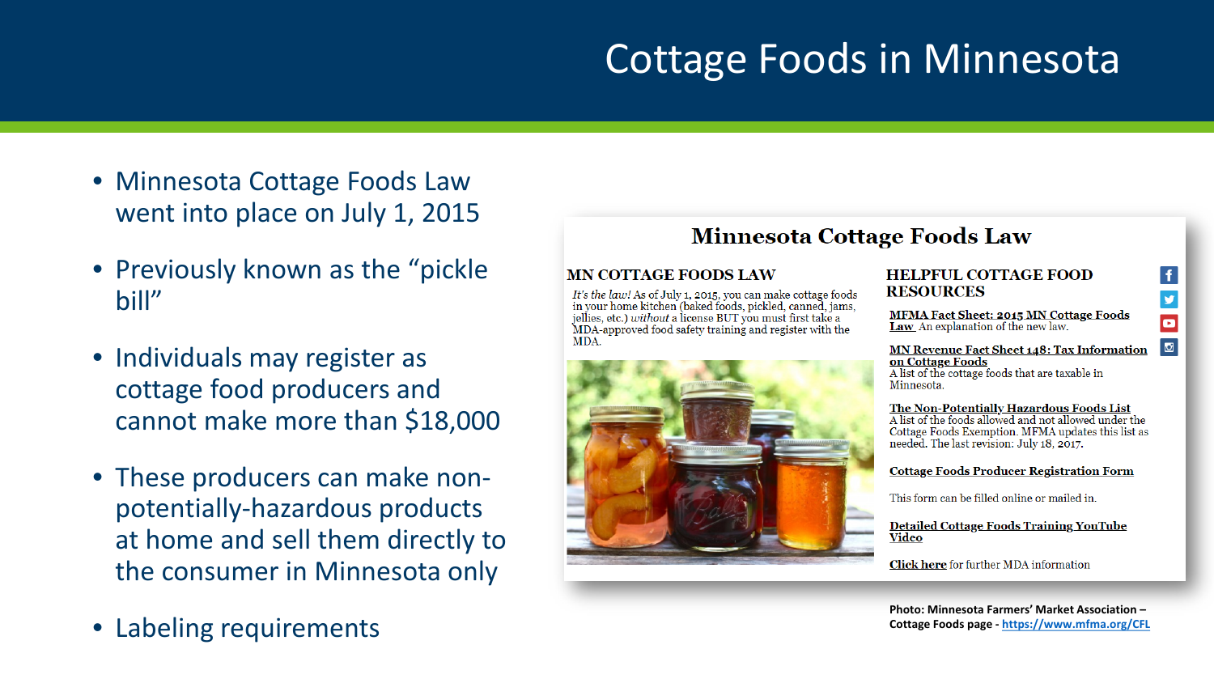# Cottage Foods in Minnesota

- Minnesota Cottage Foods Law went into place on July 1, 2015
- Previously known as the "pickle bill"
- Individuals may register as cottage food producers and cannot make more than $18,000
- These producers can make non-potentially-hazardous products at home and sell them directly to the consumer in Minnesota only
- Labeling requirements

## Minnesota Cottage Foods Law

### MN COTTAGE FOODS LAW

*It's the law!* As of July 1, 2015, you can make cottage foods in your home kitchen (baked foods, pickled, canned, jams, jellies, etc.) *without* a license BUT you must first take a MDA-approved food safety training and register with the MDA.

### HELPFUL COTTAGE FOOD RESOURCES

**MFMA Fact Sheet: 2015 MN Cottage Foods Law** An explanation of the new law.

**MN Revenue Fact Sheet 148: Tax Information on Cottage Foods**
A list of the cottage foods that are taxable in Minnesota.

**The Non-Potentially Hazardous Foods List**
A list of the foods allowed and not allowed under the Cottage Foods Exemption. MFMA updates this list as needed. The last revision: July 18, 2017.

**Cottage Foods Producer Registration Form**

This form can be filled online or mailed in.

**Detailed Cottage Foods Training YouTube Video**

**Click here** for further MDA information

**Photo: Minnesota Farmers' Market Association – Cottage Foods page -** https://www.mfma.org/CFL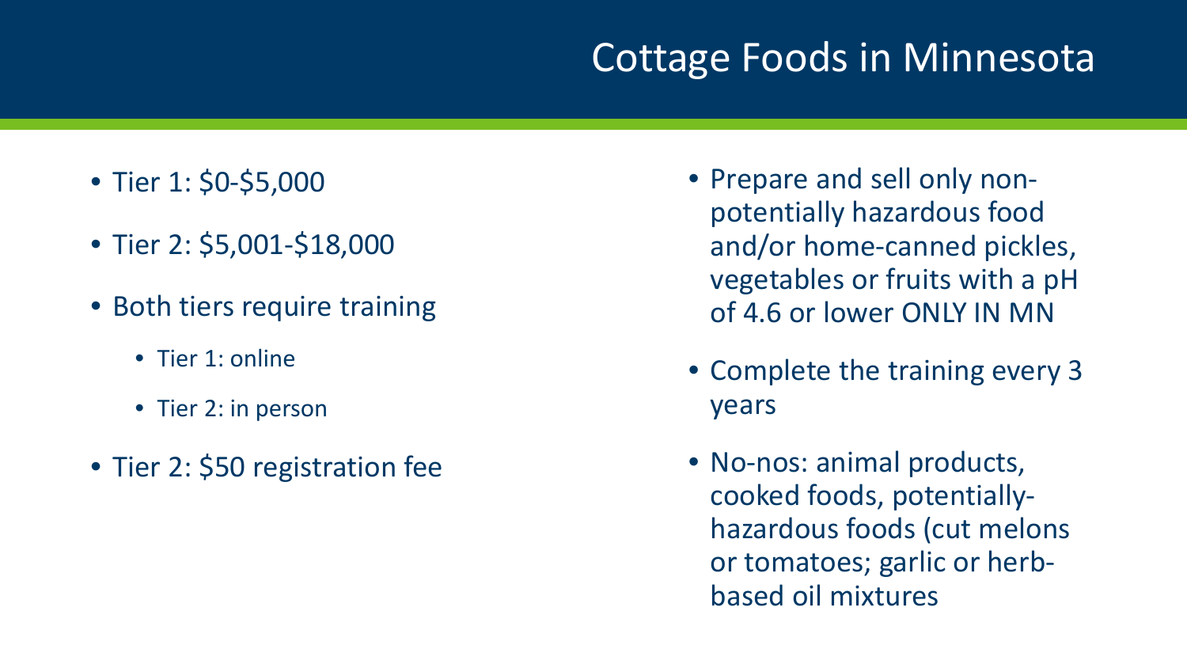# Cottage Foods in Minnesota

- Tier 1: $0-$5,000
- Tier 2: $5,001-$18,000
- Both tiers require training
  - Tier 1: online
  - Tier 2: in person
- Tier 2: $50 registration fee

- Prepare and sell only non-potentially hazardous food and/or home-canned pickles, vegetables or fruits with a pH of 4.6 or lower ONLY IN MN
- Complete the training every 3 years
- No-nos: animal products, cooked foods, potentially-hazardous foods (cut melons or tomatoes; garlic or herb-based oil mixtures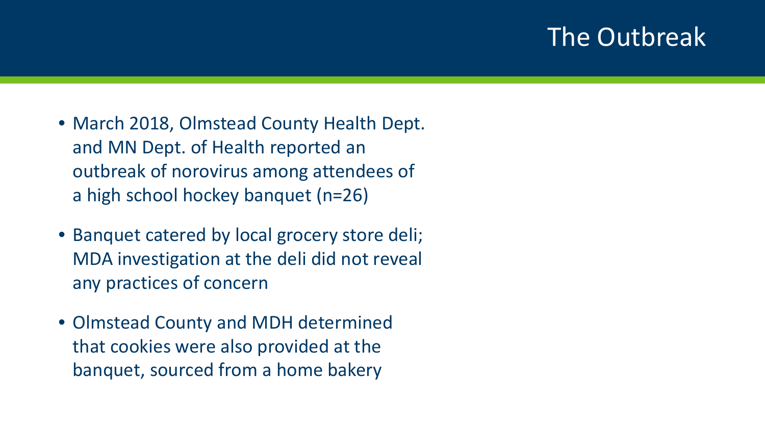# The Outbreak

- March 2018, Olmstead County Health Dept. and MN Dept. of Health reported an outbreak of norovirus among attendees of a high school hockey banquet (n=26)
- Banquet catered by local grocery store deli; MDA investigation at the deli did not reveal any practices of concern
- Olmstead County and MDH determined that cookies were also provided at the banquet, sourced from a home bakery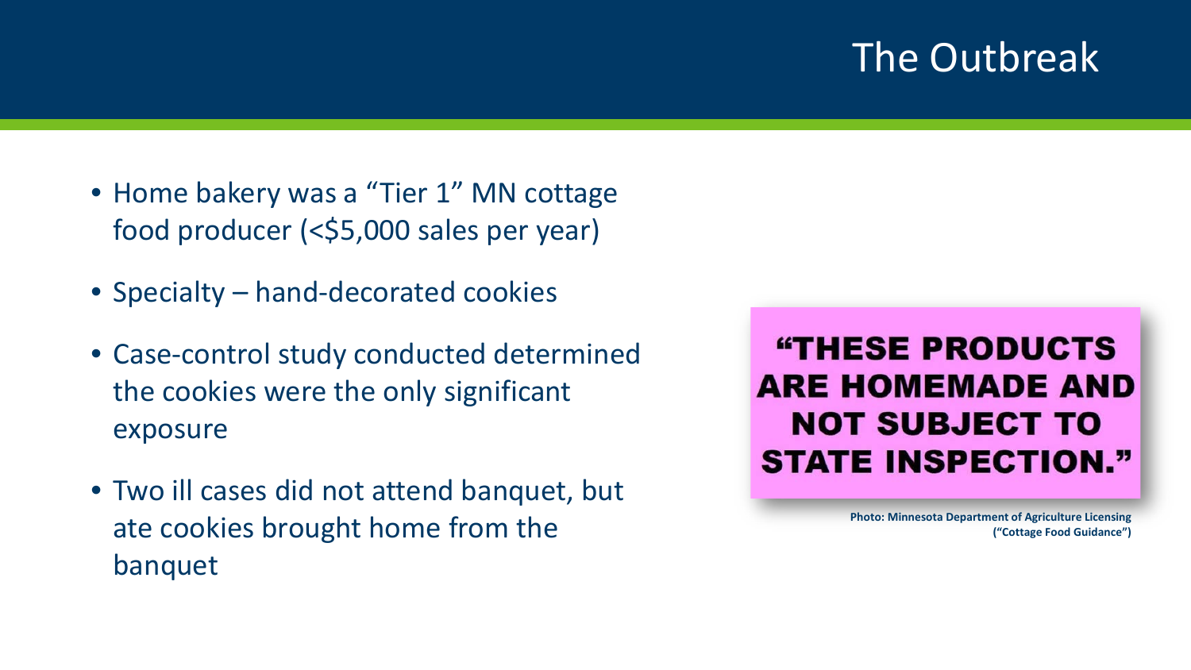# The Outbreak

- Home bakery was a "Tier 1" MN cottage food producer (<$5,000 sales per year)
- Specialty – hand-decorated cookies
- Case-control study conducted determined the cookies were the only significant exposure
- Two ill cases did not attend banquet, but ate cookies brought home from the banquet

**"THESE PRODUCTS ARE HOMEMADE AND NOT SUBJECT TO STATE INSPECTION."**

**Photo: Minnesota Department of Agriculture Licensing ("Cottage Food Guidance")**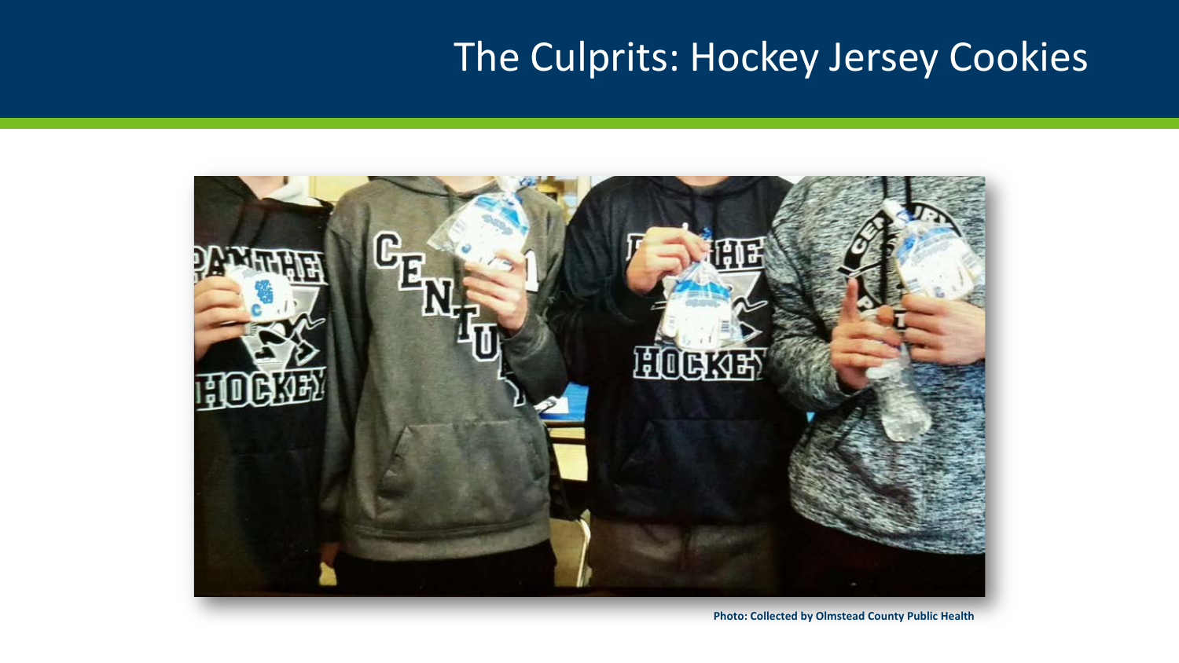# The Culprits: Hockey Jersey Cookies

**Photo: Collected by Olmstead County Public Health**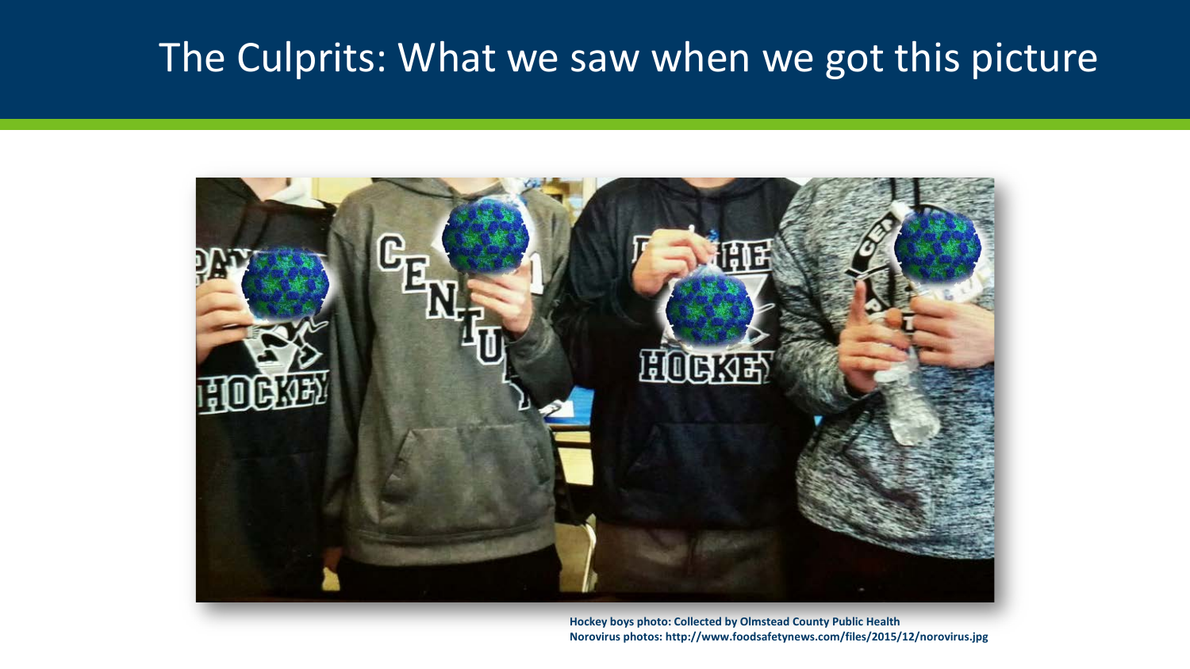# The Culprits: What we saw when we got this picture

**Hockey boys photo: Collected by Olmstead County Public Health**
**Norovirus photos: http://www.foodsafetynews.com/files/2015/12/norovirus.jpg**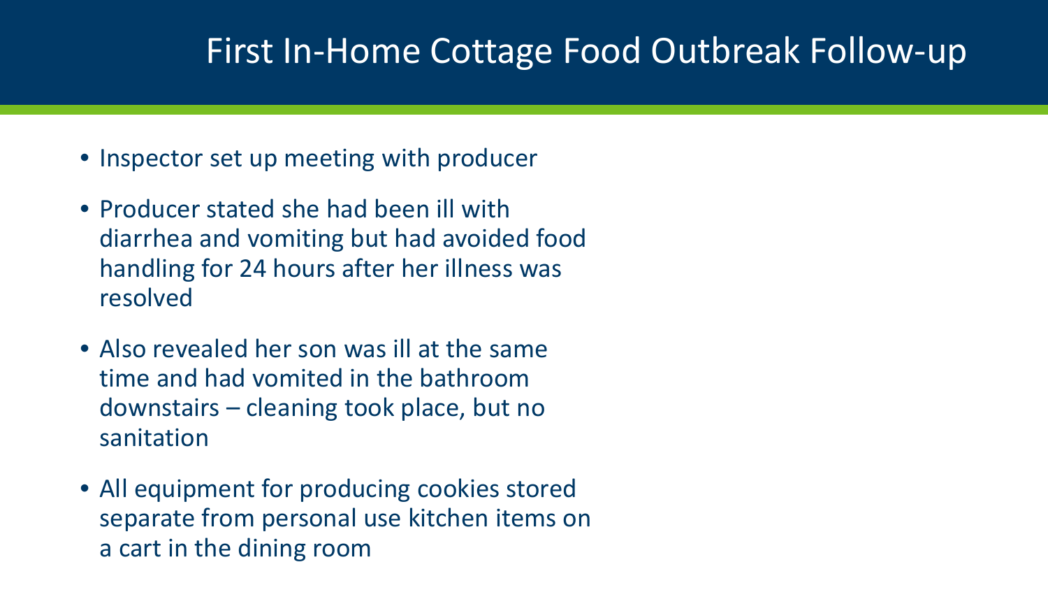# First In-Home Cottage Food Outbreak Follow-up

- Inspector set up meeting with producer
- Producer stated she had been ill with diarrhea and vomiting but had avoided food handling for 24 hours after her illness was resolved
- Also revealed her son was ill at the same time and had vomited in the bathroom downstairs – cleaning took place, but no sanitation
- All equipment for producing cookies stored separate from personal use kitchen items on a cart in the dining room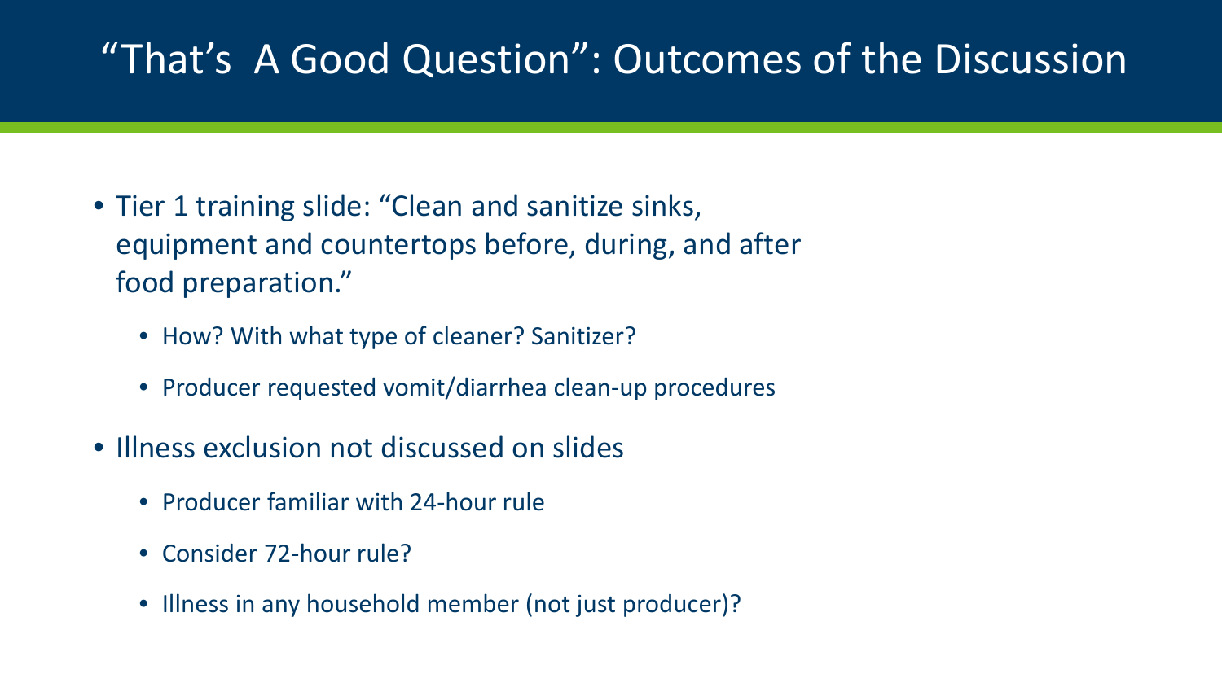# "That's  A Good Question": Outcomes of the Discussion

- Tier 1 training slide: "Clean and sanitize sinks, equipment and countertops before, during, and after food preparation."
  - How? With what type of cleaner? Sanitizer?
  - Producer requested vomit/diarrhea clean-up procedures
- Illness exclusion not discussed on slides
  - Producer familiar with 24-hour rule
  - Consider 72-hour rule?
  - Illness in any household member (not just producer)?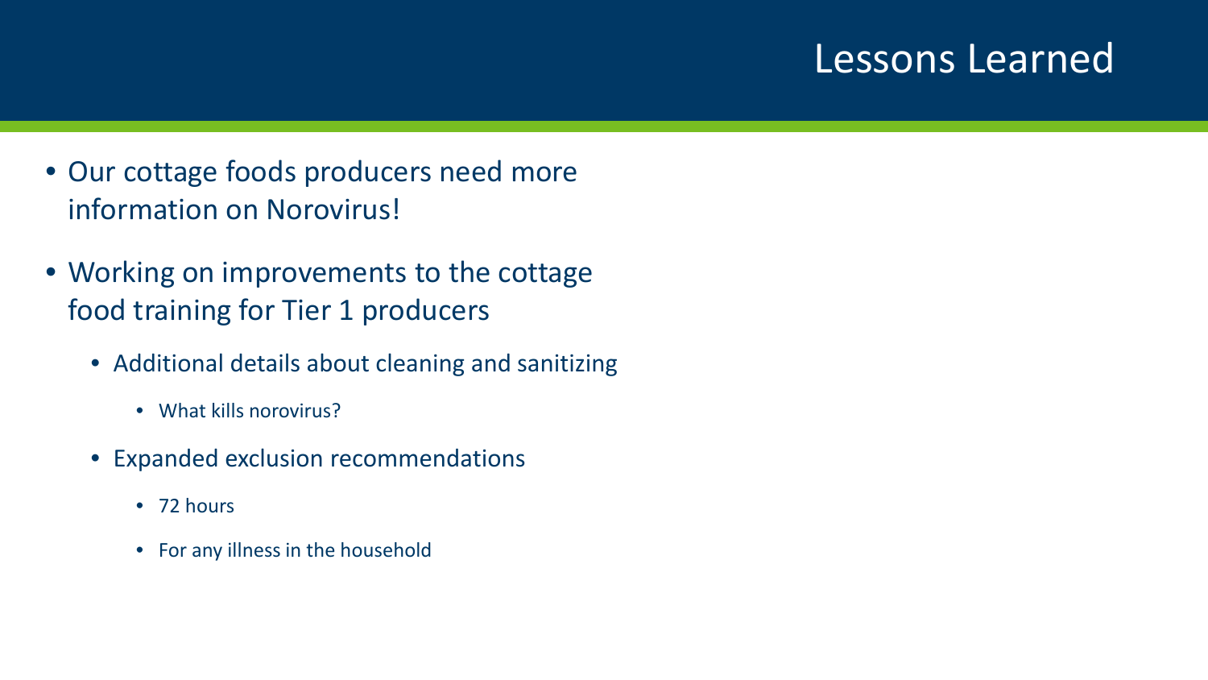# Lessons Learned

- Our cottage foods producers need more information on Norovirus!
- Working on improvements to the cottage food training for Tier 1 producers
  - Additional details about cleaning and sanitizing
    - What kills norovirus?
  - Expanded exclusion recommendations
    - 72 hours
    - For any illness in the household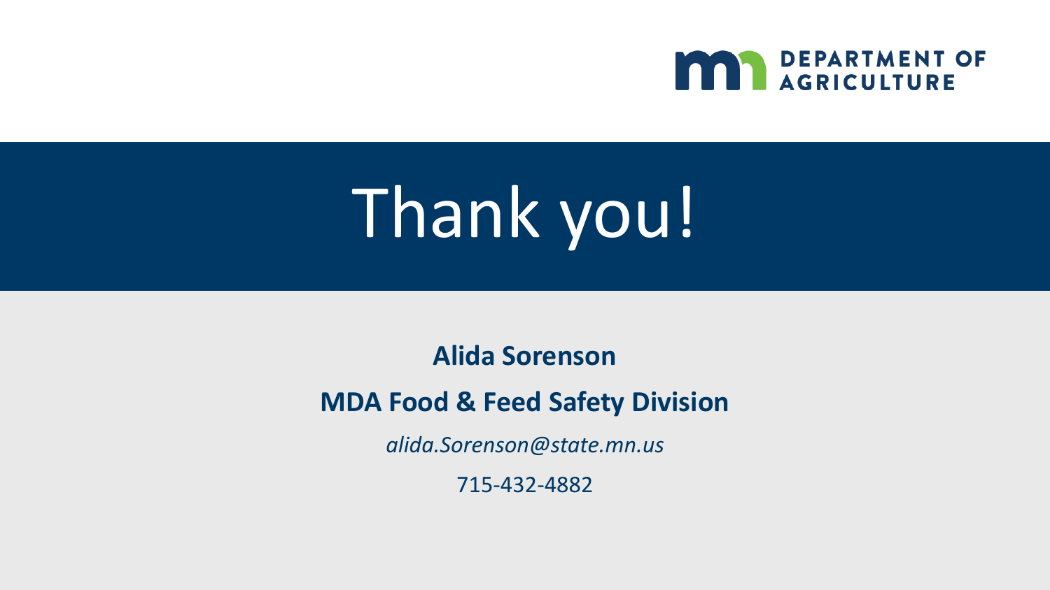DEPARTMENT OF AGRICULTURE

# Thank you!

**Alida Sorenson**

**MDA Food & Feed Safety Division**

*alida.Sorenson@state.mn.us*

715-432-4882